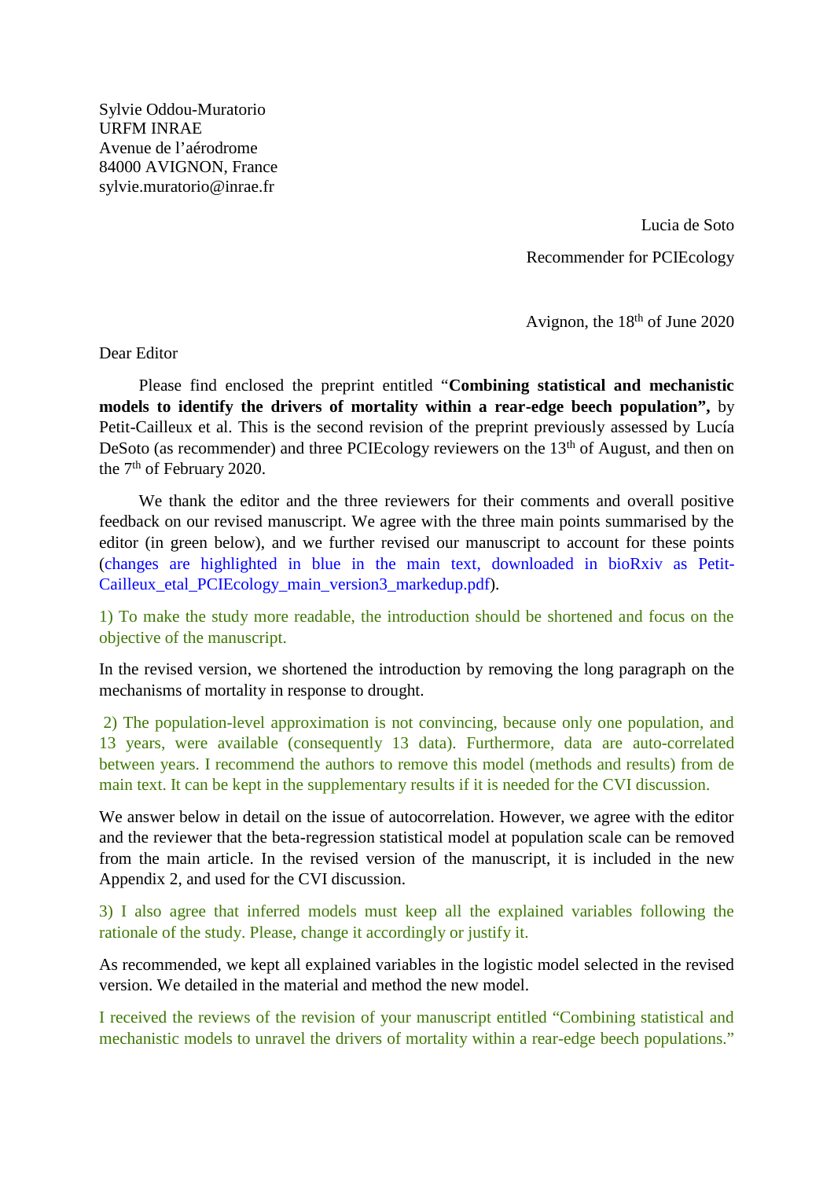Sylvie Oddou-Muratorio
URFM INRAE
Avenue de l'aérodrome
84000 AVIGNON, France
sylvie.muratorio@inrae.fr

Lucia de Soto

Recommender for PCIEcology

Avignon, the 18th of June 2020

Dear Editor

Please find enclosed the preprint entitled "**Combining statistical and mechanistic models to identify the drivers of mortality within a rear-edge beech population",** by Petit-Cailleux et al. This is the second revision of the preprint previously assessed by Lucía DeSoto (as recommender) and three PCIEcology reviewers on the 13th of August, and then on the 7th of February 2020.

We thank the editor and the three reviewers for their comments and overall positive feedback on our revised manuscript. We agree with the three main points summarised by the editor (in green below), and we further revised our manuscript to account for these points (changes are highlighted in blue in the main text, downloaded in bioRxiv as Petit-Cailleux_etal_PCIEcology_main_version3_markedup.pdf).

1) To make the study more readable, the introduction should be shortened and focus on the objective of the manuscript.

In the revised version, we shortened the introduction by removing the long paragraph on the mechanisms of mortality in response to drought.

2) The population-level approximation is not convincing, because only one population, and 13 years, were available (consequently 13 data). Furthermore, data are auto-correlated between years. I recommend the authors to remove this model (methods and results) from de main text. It can be kept in the supplementary results if it is needed for the CVI discussion.

We answer below in detail on the issue of autocorrelation. However, we agree with the editor and the reviewer that the beta-regression statistical model at population scale can be removed from the main article. In the revised version of the manuscript, it is included in the new Appendix 2, and used for the CVI discussion.

3) I also agree that inferred models must keep all the explained variables following the rationale of the study. Please, change it accordingly or justify it.

As recommended, we kept all explained variables in the logistic model selected in the revised version. We detailed in the material and method the new model.

I received the reviews of the revision of your manuscript entitled "Combining statistical and mechanistic models to unravel the drivers of mortality within a rear-edge beech populations."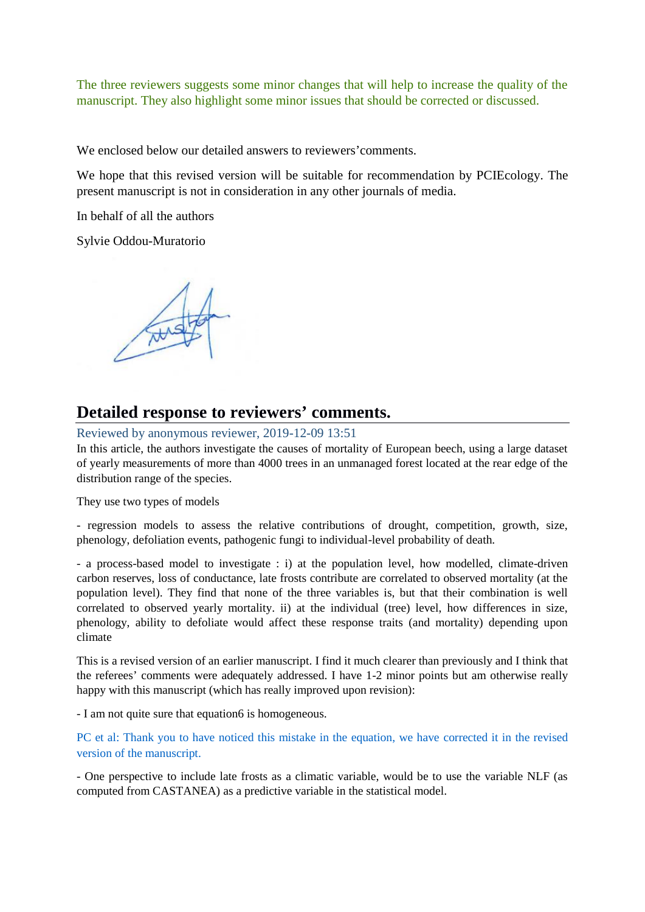The three reviewers suggests some minor changes that will help to increase the quality of the manuscript. They also highlight some minor issues that should be corrected or discussed.

We enclosed below our detailed answers to reviewers'comments.

We hope that this revised version will be suitable for recommendation by PCIEcology. The present manuscript is not in consideration in any other journals of media.

In behalf of all the authors

Sylvie Oddou-Muratorio

## Detailed response to reviewers' comments.

Reviewed by anonymous reviewer, 2019-12-09 13:51

In this article, the authors investigate the causes of mortality of European beech, using a large dataset of yearly measurements of more than 4000 trees in an unmanaged forest located at the rear edge of the distribution range of the species.

They use two types of models

- regression models to assess the relative contributions of drought, competition, growth, size, phenology, defoliation events, pathogenic fungi to individual-level probability of death.

- a process-based model to investigate : i) at the population level, how modelled, climate-driven carbon reserves, loss of conductance, late frosts contribute are correlated to observed mortality (at the population level). They find that none of the three variables is, but that their combination is well correlated to observed yearly mortality. ii) at the individual (tree) level, how differences in size, phenology, ability to defoliate would affect these response traits (and mortality) depending upon climate

This is a revised version of an earlier manuscript. I find it much clearer than previously and I think that the referees' comments were adequately addressed. I have 1-2 minor points but am otherwise really happy with this manuscript (which has really improved upon revision):

- I am not quite sure that equation6 is homogeneous.

PC et al: Thank you to have noticed this mistake in the equation, we have corrected it in the revised version of the manuscript.

- One perspective to include late frosts as a climatic variable, would be to use the variable NLF (as computed from CASTANEA) as a predictive variable in the statistical model.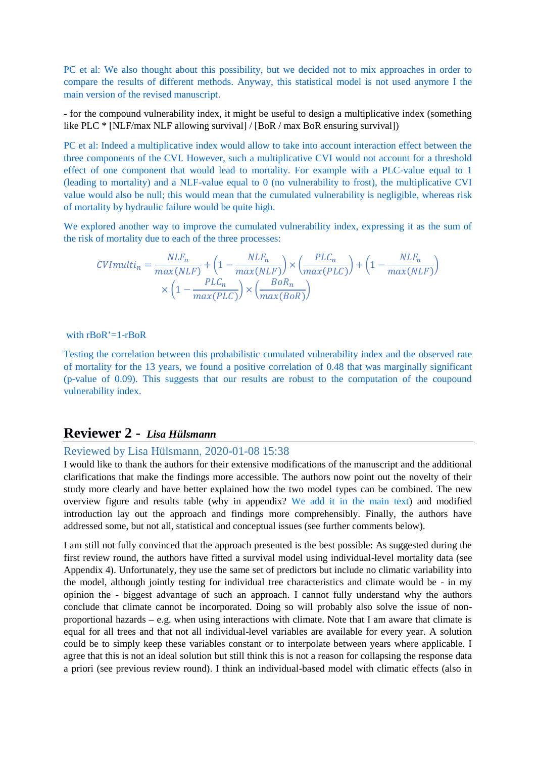PC et al: We also thought about this possibility, but we decided not to mix approaches in order to compare the results of different methods. Anyway, this statistical model is not used anymore I the main version of the revised manuscript.

- for the compound vulnerability index, it might be useful to design a multiplicative index (something like PLC * [NLF/max NLF allowing survival] / [BoR / max BoR ensuring survival])

PC et al: Indeed a multiplicative index would allow to take into account interaction effect between the three components of the CVI. However, such a multiplicative CVI would not account for a threshold effect of one component that would lead to mortality. For example with a PLC-value equal to 1 (leading to mortality) and a NLF-value equal to 0 (no vulnerability to frost), the multiplicative CVI value would also be null; this would mean that the cumulated vulnerability is negligible, whereas risk of mortality by hydraulic failure would be quite high.

We explored another way to improve the cumulated vulnerability index, expressing it as the sum of the risk of mortality due to each of the three processes:

$$CVImulti_n = \frac{NLF_n}{max(NLF)} + \left(1 - \frac{NLF_n}{max(NLF)}\right) \times \left(\frac{PLC_n}{max(PLC)}\right) + \left(1 - \frac{NLF_n}{max(NLF)}\right) \times \left(1 - \frac{PLC_n}{max(PLC)}\right) \times \left(\frac{BoR_n}{max(BoR)}\right)$$

with rBoR'=1-rBoR

Testing the correlation between this probabilistic cumulated vulnerability index and the observed rate of mortality for the 13 years, we found a positive correlation of 0.48 that was marginally significant (p-value of 0.09). This suggests that our results are robust to the computation of the coupound vulnerability index.

## Reviewer 2 - *Lisa Hülsmann*

### Reviewed by Lisa Hülsmann, 2020-01-08 15:38

I would like to thank the authors for their extensive modifications of the manuscript and the additional clarifications that make the findings more accessible. The authors now point out the novelty of their study more clearly and have better explained how the two model types can be combined. The new overview figure and results table (why in appendix? We add it in the main text) and modified introduction lay out the approach and findings more comprehensibly. Finally, the authors have addressed some, but not all, statistical and conceptual issues (see further comments below).

I am still not fully convinced that the approach presented is the best possible: As suggested during the first review round, the authors have fitted a survival model using individual-level mortality data (see Appendix 4). Unfortunately, they use the same set of predictors but include no climatic variability into the model, although jointly testing for individual tree characteristics and climate would be - in my opinion the - biggest advantage of such an approach. I cannot fully understand why the authors conclude that climate cannot be incorporated. Doing so will probably also solve the issue of non-proportional hazards – e.g. when using interactions with climate. Note that I am aware that climate is equal for all trees and that not all individual-level variables are available for every year. A solution could be to simply keep these variables constant or to interpolate between years where applicable. I agree that this is not an ideal solution but still think this is not a reason for collapsing the response data a priori (see previous review round). I think an individual-based model with climatic effects (also in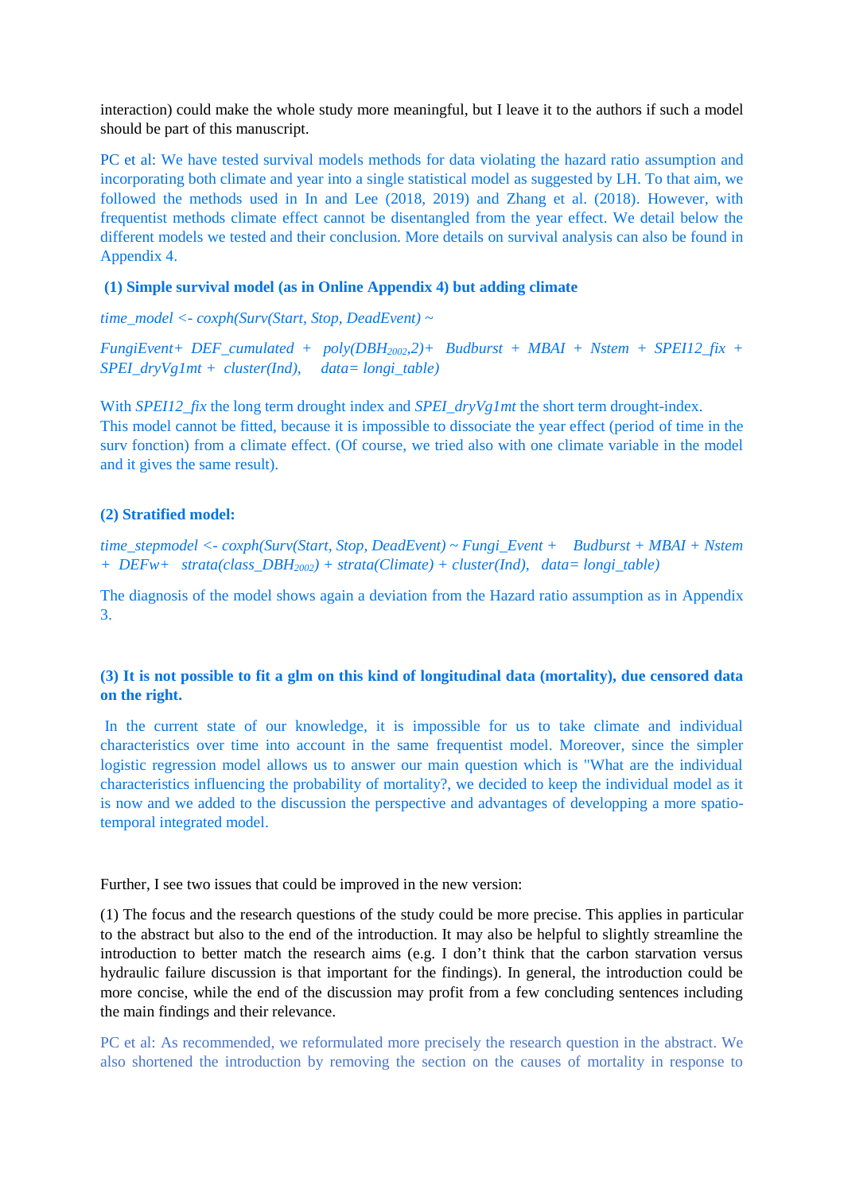interaction) could make the whole study more meaningful, but I leave it to the authors if such a model should be part of this manuscript.

PC et al: We have tested survival models methods for data violating the hazard ratio assumption and incorporating both climate and year into a single statistical model as suggested by LH. To that aim, we followed the methods used in In and Lee (2018, 2019) and Zhang et al. (2018). However, with frequentist methods climate effect cannot be disentangled from the year effect. We detail below the different models we tested and their conclusion. More details on survival analysis can also be found in Appendix 4.

**(1) Simple survival model (as in Online Appendix 4) but adding climate**

*time_model <- coxph(Surv(Start, Stop, DeadEvent) ~*

*FungiEvent+ DEF_cumulated + poly(*$DBH_{2002}$*,2)+ Budburst + MBAI + Nstem + SPEI12_fix + SPEI_dryVg1mt + cluster(Ind), data= longi_table)*

With *SPEI12_fix* the long term drought index and *SPEI_dryVg1mt* the short term drought-index. This model cannot be fitted, because it is impossible to dissociate the year effect (period of time in the surv fonction) from a climate effect. (Of course, we tried also with one climate variable in the model and it gives the same result).

**(2) Stratified model:**

*time_stepmodel <- coxph(Surv(Start, Stop, DeadEvent) ~ Fungi_Event + Budburst + MBAI + Nstem + DEFw+ strata(class_*$DBH_{2002}$*) + strata(Climate) + cluster(Ind), data= longi_table)*

The diagnosis of the model shows again a deviation from the Hazard ratio assumption as in Appendix 3.

**(3) It is not possible to fit a glm on this kind of longitudinal data (mortality), due censored data on the right.**

In the current state of our knowledge, it is impossible for us to take climate and individual characteristics over time into account in the same frequentist model. Moreover, since the simpler logistic regression model allows us to answer our main question which is "What are the individual characteristics influencing the probability of mortality?, we decided to keep the individual model as it is now and we added to the discussion the perspective and advantages of developping a more spatio-temporal integrated model.

Further, I see two issues that could be improved in the new version:

(1) The focus and the research questions of the study could be more precise. This applies in particular to the abstract but also to the end of the introduction. It may also be helpful to slightly streamline the introduction to better match the research aims (e.g. I don't think that the carbon starvation versus hydraulic failure discussion is that important for the findings). In general, the introduction could be more concise, while the end of the discussion may profit from a few concluding sentences including the main findings and their relevance.

PC et al: As recommended, we reformulated more precisely the research question in the abstract. We also shortened the introduction by removing the section on the causes of mortality in response to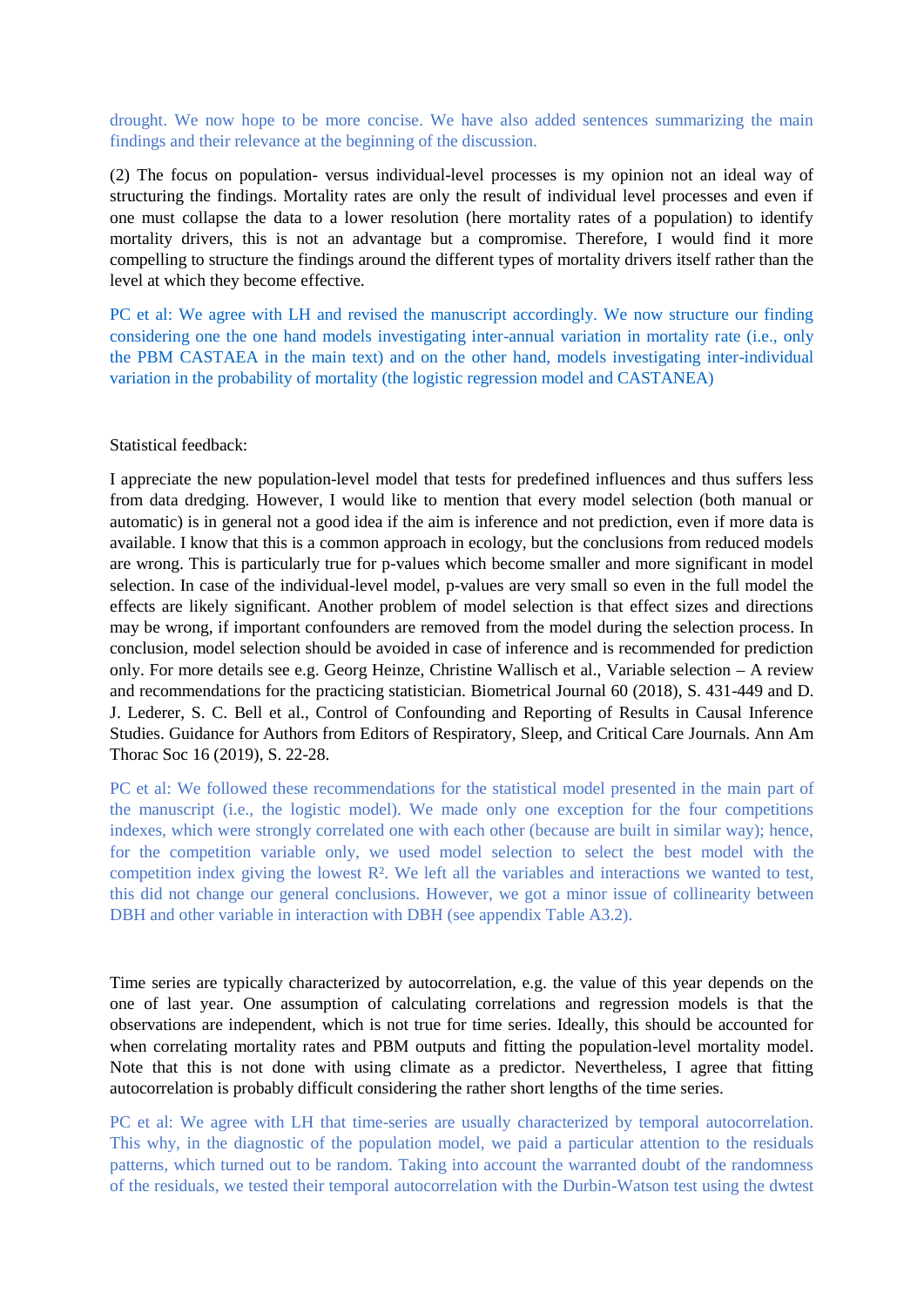drought. We now hope to be more concise. We have also added sentences summarizing the main findings and their relevance at the beginning of the discussion.

(2) The focus on population- versus individual-level processes is my opinion not an ideal way of structuring the findings. Mortality rates are only the result of individual level processes and even if one must collapse the data to a lower resolution (here mortality rates of a population) to identify mortality drivers, this is not an advantage but a compromise. Therefore, I would find it more compelling to structure the findings around the different types of mortality drivers itself rather than the level at which they become effective.

PC et al: We agree with LH and revised the manuscript accordingly. We now structure our finding considering one the one hand models investigating inter-annual variation in mortality rate (i.e., only the PBM CASTAEA in the main text) and on the other hand, models investigating inter-individual variation in the probability of mortality (the logistic regression model and CASTANEA)

Statistical feedback:

I appreciate the new population-level model that tests for predefined influences and thus suffers less from data dredging. However, I would like to mention that every model selection (both manual or automatic) is in general not a good idea if the aim is inference and not prediction, even if more data is available. I know that this is a common approach in ecology, but the conclusions from reduced models are wrong. This is particularly true for p-values which become smaller and more significant in model selection. In case of the individual-level model, p-values are very small so even in the full model the effects are likely significant. Another problem of model selection is that effect sizes and directions may be wrong, if important confounders are removed from the model during the selection process. In conclusion, model selection should be avoided in case of inference and is recommended for prediction only. For more details see e.g. Georg Heinze, Christine Wallisch et al., Variable selection – A review and recommendations for the practicing statistician. Biometrical Journal 60 (2018), S. 431-449 and D. J. Lederer, S. C. Bell et al., Control of Confounding and Reporting of Results in Causal Inference Studies. Guidance for Authors from Editors of Respiratory, Sleep, and Critical Care Journals. Ann Am Thorac Soc 16 (2019), S. 22-28.

PC et al: We followed these recommendations for the statistical model presented in the main part of the manuscript (i.e., the logistic model). We made only one exception for the four competitions indexes, which were strongly correlated one with each other (because are built in similar way); hence, for the competition variable only, we used model selection to select the best model with the competition index giving the lowest $R^2$. We left all the variables and interactions we wanted to test, this did not change our general conclusions. However, we got a minor issue of collinearity between DBH and other variable in interaction with DBH (see appendix Table A3.2).

Time series are typically characterized by autocorrelation, e.g. the value of this year depends on the one of last year. One assumption of calculating correlations and regression models is that the observations are independent, which is not true for time series. Ideally, this should be accounted for when correlating mortality rates and PBM outputs and fitting the population-level mortality model. Note that this is not done with using climate as a predictor. Nevertheless, I agree that fitting autocorrelation is probably difficult considering the rather short lengths of the time series.

PC et al: We agree with LH that time-series are usually characterized by temporal autocorrelation. This why, in the diagnostic of the population model, we paid a particular attention to the residuals patterns, which turned out to be random. Taking into account the warranted doubt of the randomness of the residuals, we tested their temporal autocorrelation with the Durbin-Watson test using the dwtest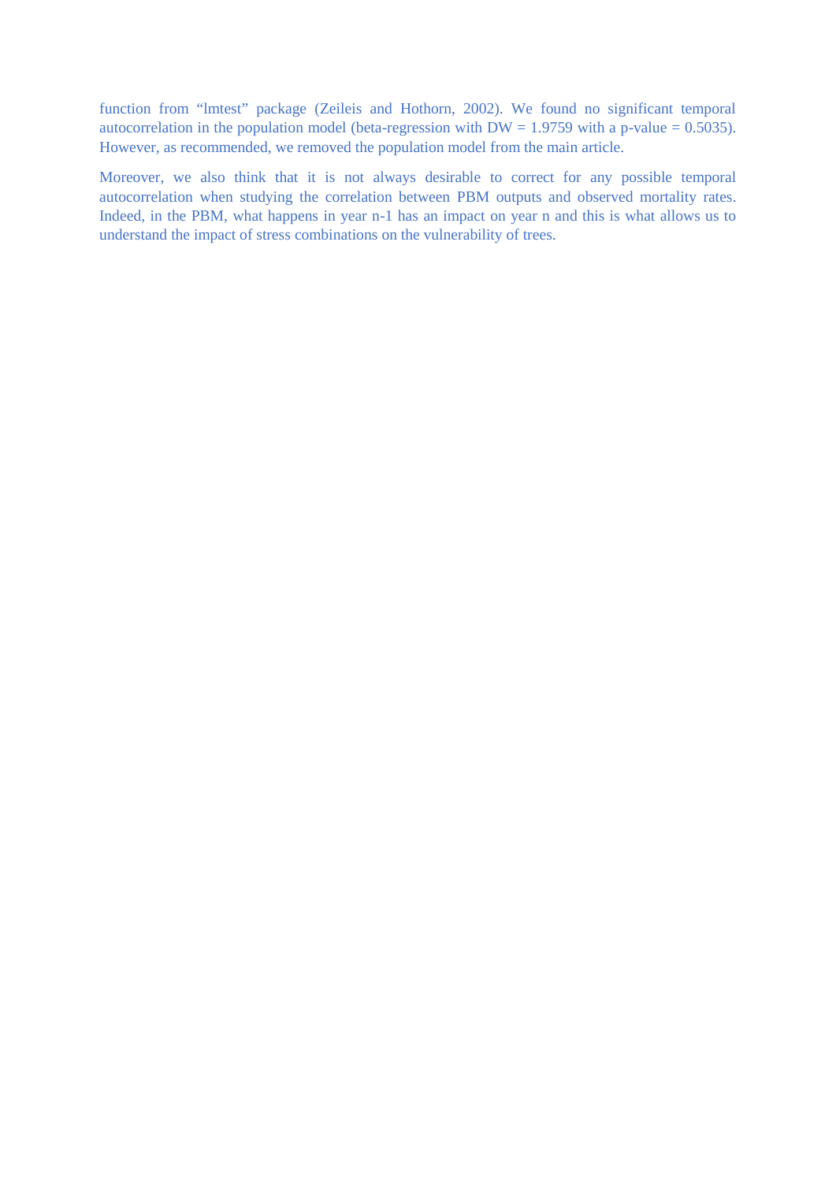function from “lmtest” package (Zeileis and Hothorn, 2002). We found no significant temporal autocorrelation in the population model (beta-regression with DW = 1.9759 with a p-value = 0.5035). However, as recommended, we removed the population model from the main article.

Moreover, we also think that it is not always desirable to correct for any possible temporal autocorrelation when studying the correlation between PBM outputs and observed mortality rates. Indeed, in the PBM, what happens in year n-1 has an impact on year n and this is what allows us to understand the impact of stress combinations on the vulnerability of trees.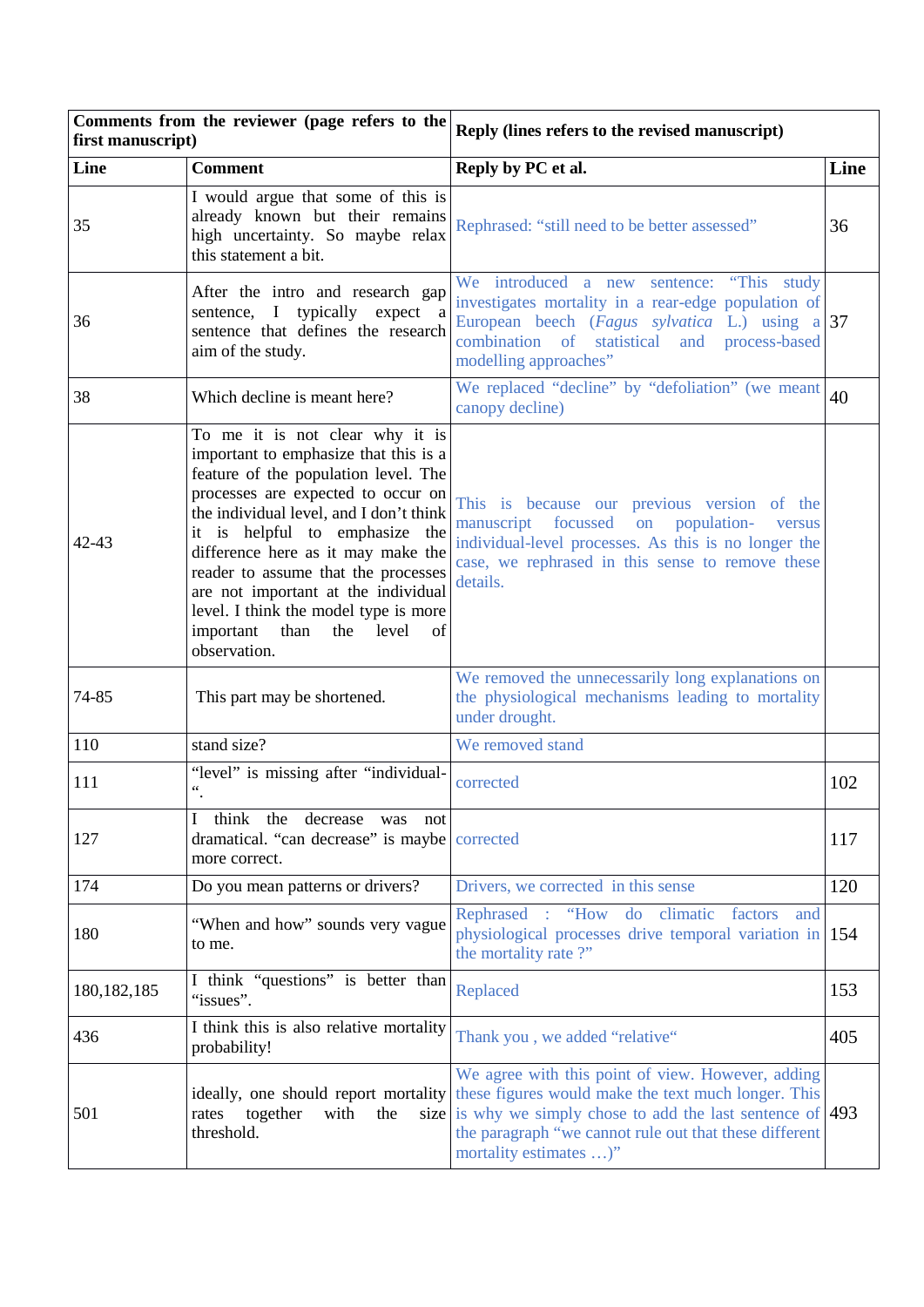| **Comments from the reviewer (page refers to the first manuscript)** | | **Reply (lines refers to the revised manuscript)** | |
|---|---|---|---|
| **Line** | **Comment** | **Reply by PC et al.** | **Line** |
| 35 | I would argue that some of this is already known but their remains high uncertainty. So maybe relax this statement a bit. | Rephrased: “still need to be better assessed” | 36 |
| 36 | After the intro and research gap sentence, I typically expect a sentence that defines the research aim of the study. | We introduced a new sentence: “This study investigates mortality in a rear-edge population of European beech (*Fagus sylvatica* L.) using a combination of statistical and process-based modelling approaches” | 37 |
| 38 | Which decline is meant here? | We replaced “decline” by “defoliation” (we meant canopy decline) | 40 |
| 42-43 | To me it is not clear why it is important to emphasize that this is a feature of the population level. The processes are expected to occur on the individual level, and I don’t think it is helpful to emphasize the difference here as it may make the reader to assume that the processes are not important at the individual level. I think the model type is more important than the level of observation. | This is because our previous version of the manuscript focussed on population- versus individual-level processes. As this is no longer the case, we rephrased in this sense to remove these details. | |
| 74-85 | This part may be shortened. | We removed the unnecessarily long explanations on the physiological mechanisms leading to mortality under drought. | |
| 110 | stand size? | We removed stand | |
| 111 | “level” is missing after “individual-“. | corrected | 102 |
| 127 | I think the decrease was not dramatical. “can decrease” is maybe more correct. | corrected | 117 |
| 174 | Do you mean patterns or drivers? | Drivers, we corrected in this sense | 120 |
| 180 | “When and how” sounds very vague to me. | Rephrased : “How do climatic factors and physiological processes drive temporal variation in the mortality rate ?” | 154 |
| 180,182,185 | I think “questions” is better than “issues”. | Replaced | 153 |
| 436 | I think this is also relative mortality probability! | Thank you , we added “relative“ | 405 |
| 501 | ideally, one should report mortality rates together with the size threshold. | We agree with this point of view. However, adding these figures would make the text much longer. This is why we simply chose to add the last sentence of the paragraph “we cannot rule out that these different mortality estimates …)” | 493 |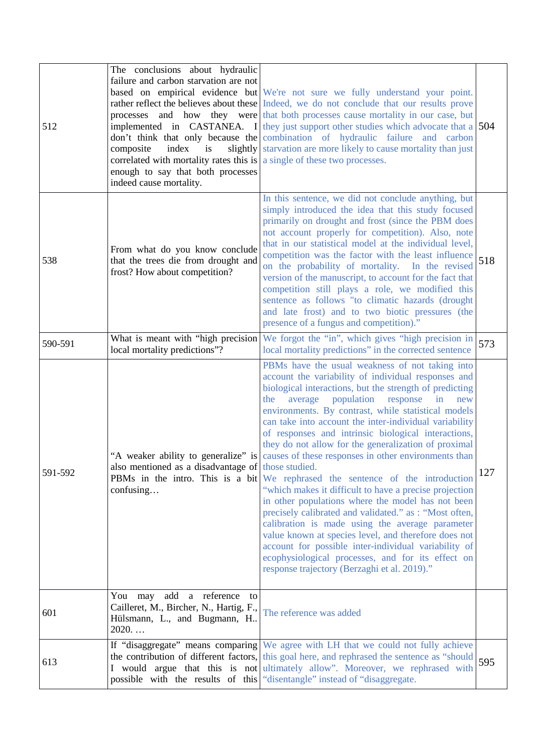| | | | |
|---|---|---|---|
| 512 | The conclusions about hydraulic failure and carbon starvation are not based on empirical evidence but rather reflect the believes about these processes and how they were implemented in CASTANEA. I don't think that only because the composite index is slightly correlated with mortality rates this is enough to say that both processes indeed cause mortality. | We're not sure we fully understand your point. Indeed, we do not conclude that our results prove that both processes cause mortality in our case, but they just support other studies which advocate that a combination of hydraulic failure and carbon starvation are more likely to cause mortality than just a single of these two processes. | 504 |
| 538 | From what do you know conclude that the trees die from drought and frost? How about competition? | In this sentence, we did not conclude anything, but simply introduced the idea that this study focused primarily on drought and frost (since the PBM does not account properly for competition). Also, note that in our statistical model at the individual level, competition was the factor with the least influence on the probability of mortality. In the revised version of the manuscript, to account for the fact that competition still plays a role, we modified this sentence as follows "to climatic hazards (drought and late frost) and to two biotic pressures (the presence of a fungus and competition)." | 518 |
| 590-591 | What is meant with "high precision local mortality predictions"? | We forgot the "in", which gives "high precision in local mortality predictions" in the corrected sentence | 573 |
| 591-592 | "A weaker ability to generalize" is also mentioned as a disadvantage of PBMs in the intro. This is a bit confusing… | PBMs have the usual weakness of not taking into account the variability of individual responses and biological interactions, but the strength of predicting the average population response in new environments. By contrast, while statistical models can take into account the inter-individual variability of responses and intrinsic biological interactions, they do not allow for the generalization of proximal causes of these responses in other environments than those studied.<br>We rephrased the sentence of the introduction "which makes it difficult to have a precise projection in other populations where the model has not been precisely calibrated and validated." as : "Most often, calibration is made using the average parameter value known at species level, and therefore does not account for possible inter-individual variability of ecophysiological processes, and for its effect on response trajectory (Berzaghi et al. 2019)." | 127 |
| 601 | You may add a reference to Cailleret, M., Bircher, N., Hartig, F., Hülsmann, L., and Bugmann, H.. 2020. … | The reference was added | |
| 613 | If "disaggregate" means comparing the contribution of different factors, I would argue that this is not possible with the results of this | We agree with LH that we could not fully achieve this goal here, and rephrased the sentence as "should ultimately allow". Moreover, we rephrased with "disentangle" instead of "disaggregate. | 595 |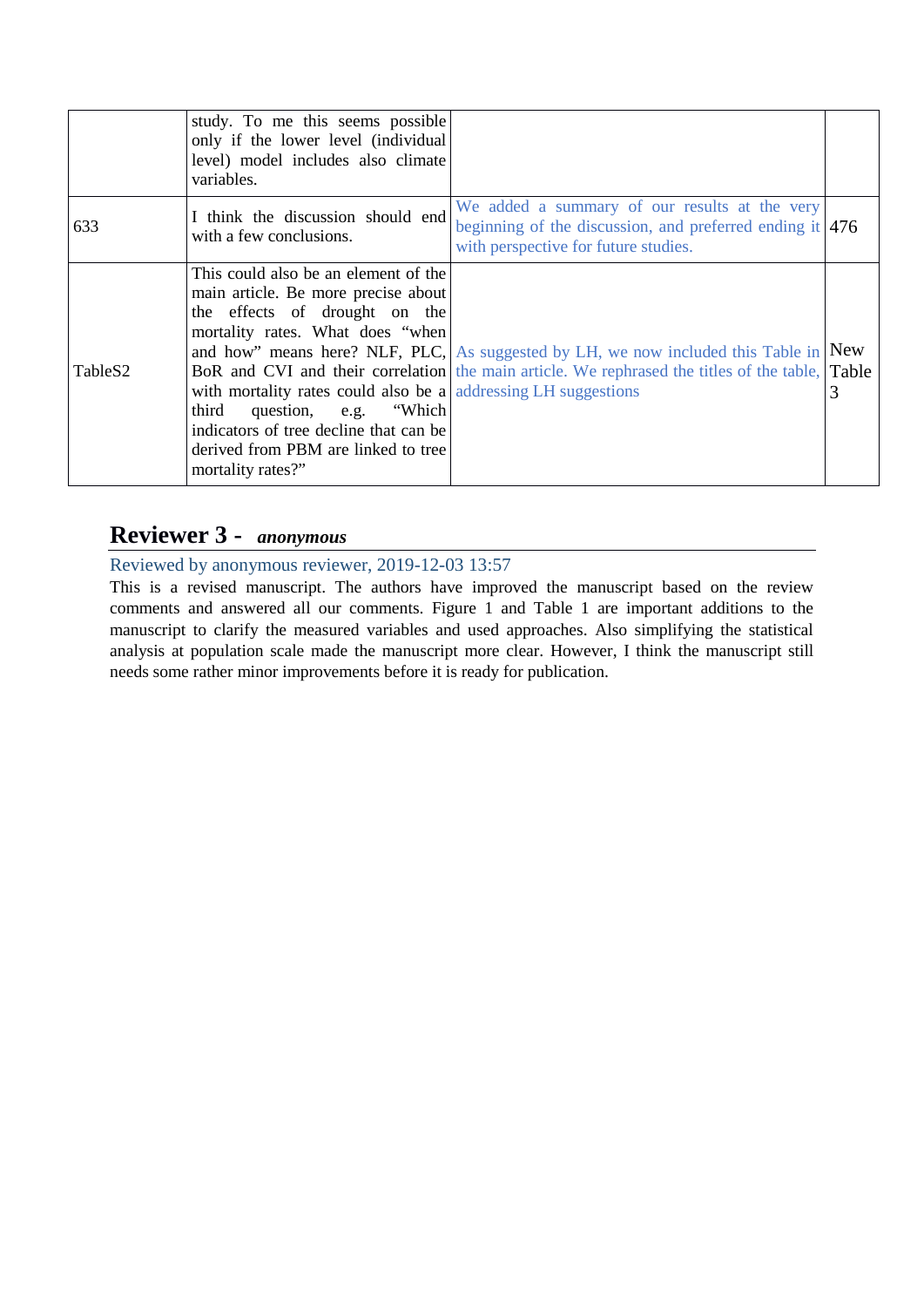| | | | |
|---|---|---|---|
| | study. To me this seems possible only if the lower level (individual level) model includes also climate variables. | | |
| 633 | I think the discussion should end with a few conclusions. | We added a summary of our results at the very beginning of the discussion, and preferred ending it with perspective for future studies. | 476 |
| TableS2 | This could also be an element of the main article. Be more precise about the effects of drought on the mortality rates. What does "when and how" means here? NLF, PLC, BoR and CVI and their correlation with mortality rates could also be a third question, e.g. "Which indicators of tree decline that can be derived from PBM are linked to tree mortality rates?" | As suggested by LH, we now included this Table in the main article. We rephrased the titles of the table, addressing LH suggestions | New Table 3 |

## Reviewer 3 - *anonymous*

Reviewed by anonymous reviewer, 2019-12-03 13:57

This is a revised manuscript. The authors have improved the manuscript based on the review comments and answered all our comments. Figure 1 and Table 1 are important additions to the manuscript to clarify the measured variables and used approaches. Also simplifying the statistical analysis at population scale made the manuscript more clear. However, I think the manuscript still needs some rather minor improvements before it is ready for publication.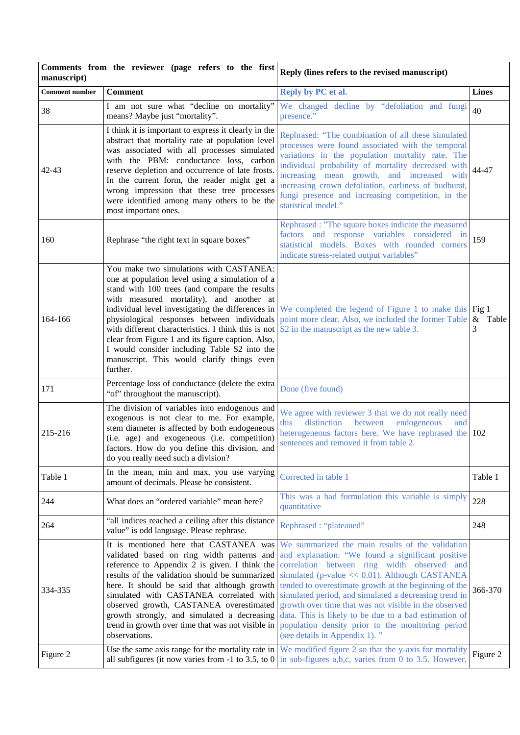| Comments from the reviewer (page refers to the first manuscript) | | Reply (lines refers to the revised manuscript) | |
|---|---|---|---|
| Comment number | Comment | Reply by PC et al. | Lines |
| 38 | I am not sure what "decline on mortality" means? Maybe just "mortality". | We changed decline by "defoliation and fungi presence." | 40 |
| 42-43 | I think it is important to express it clearly in the abstract that mortality rate at population level was associated with all processes simulated with the PBM: conductance loss, carbon reserve depletion and occurrence of late frosts. In the current form, the reader might get a wrong impression that these tree processes were identified among many others to be the most important ones. | Rephrased: "The combination of all these simulated processes were found associated with the temporal variations in the population mortality rate. The individual probability of mortality decreased with increasing mean growth, and increased with increasing crown defoliation, earliness of budburst, fungi presence and increasing competition, in the statistical model." | 44-47 |
| 160 | Rephrase "the right text in square boxes" | Rephrased : "The square boxes indicate the measured factors and response variables considered in statistical models. Boxes with rounded corners indicate stress-related output variables" | 159 |
| 164-166 | You make two simulations with CASTANEA: one at population level using a simulation of a stand with 100 trees (and compare the results with measured mortality), and another at individual level investigating the differences in physiological responses between individuals with different characteristics. I think this is not clear from Figure 1 and its figure caption. Also, I would consider including Table S2 into the manuscript. This would clarify things even further. | We completed the legend of Figure 1 to make this point more clear. Also, we included the former Table S2 in the manuscript as the new table 3. | Fig 1 & Table 3 |
| 171 | Percentage loss of conductance (delete the extra "of" throughout the manuscript). | Done (five found) | |
| 215-216 | The division of variables into endogenous and exogenous is not clear to me. For example, stem diameter is affected by both endogeneous (i.e. age) and exogeneous (i.e. competition) factors. How do you define this division, and do you really need such a division? | We agree with reviewer 3 that we do not really need this distinction between endogeneous and heterogeneous factors here. We have rephrased the sentences and removed it from table 2. | 102 |
| Table 1 | In the mean, min and max, you use varying amount of decimals. Please be consistent. | Corrected in table 1 | Table 1 |
| 244 | What does an "ordered variable" mean here? | This was a bad formulation this variable is simply quantitative | 228 |
| 264 | "all indices reached a ceiling after this distance value" is odd language. Please rephrase. | Rephrased : "plateaued" | 248 |
| 334-335 | It is mentioned here that CASTANEA was validated based on ring width patterns and reference to Appendix 2 is given. I think the results of the validation should be summarized here. It should be said that although growth simulated with CASTANEA correlated with observed growth, CASTANEA overestimated growth strongly, and simulated a decreasing trend in growth over time that was not visible in observations. | We summarized the main results of the validation and explanation: "We found a significant positive correlation between ring width observed and simulated (p-value << 0.01). Although CASTANEA tended to overestimate growth at the beginning of the simulated period, and simulated a decreasing trend in growth over time that was not visible in the observed data. This is likely to be due to a bad estimation of population density prior to the monitoring period (see details in Appendix 1). " | 366-370 |
| Figure 2 | Use the same axis range for the mortality rate in all subfigures (it now varies from -1 to 3.5, to 0 | We modified figure 2 so that the y-axis for mortality in sub-figures a,b,c, varies from 0 to 3.5. However, | Figure 2 |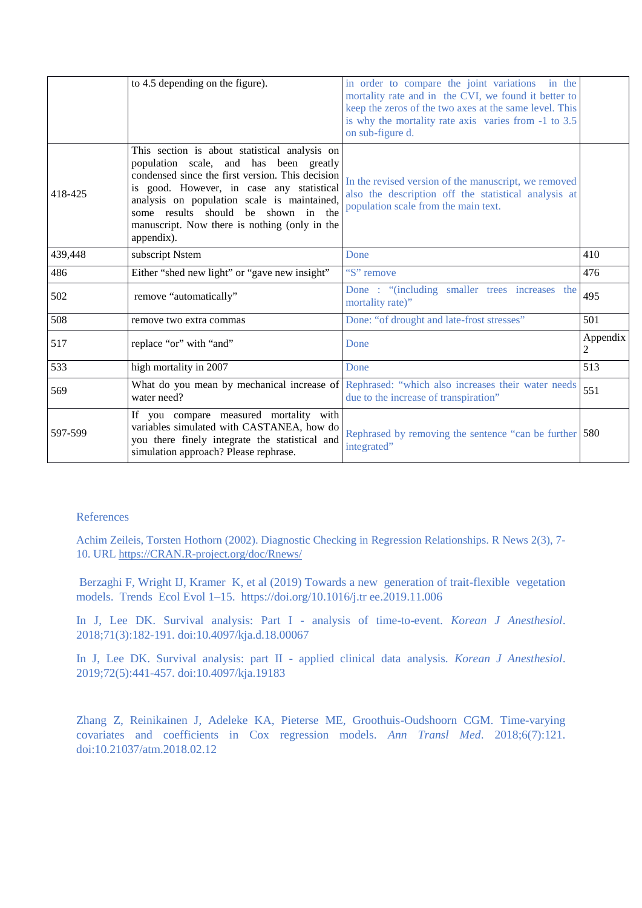| | | | |
|---|---|---|---|
| | to 4.5 depending on the figure). | in order to compare the joint variations in the mortality rate and in the CVI, we found it better to keep the zeros of the two axes at the same level. This is why the mortality rate axis varies from -1 to 3.5 on sub-figure d. | |
| 418-425 | This section is about statistical analysis on population scale, and has been greatly condensed since the first version. This decision is good. However, in case any statistical analysis on population scale is maintained, some results should be shown in the manuscript. Now there is nothing (only in the appendix). | In the revised version of the manuscript, we removed also the description off the statistical analysis at population scale from the main text. | |
| 439,448 | subscript Nstem | Done | 410 |
| 486 | Either "shed new light" or "gave new insight" | "S" remove | 476 |
| 502 | remove "automatically" | Done : "(including smaller trees increases the mortality rate)" | 495 |
| 508 | remove two extra commas | Done: "of drought and late-frost stresses" | 501 |
| 517 | replace "or" with "and" | Done | Appendix 2 |
| 533 | high mortality in 2007 | Done | 513 |
| 569 | What do you mean by mechanical increase of water need? | Rephrased: "which also increases their water needs due to the increase of transpiration" | 551 |
| 597-599 | If you compare measured mortality with variables simulated with CASTANEA, how do you there finely integrate the statistical and simulation approach? Please rephrase. | Rephrased by removing the sentence "can be further integrated" | 580 |

References

Achim Zeileis, Torsten Hothorn (2002). Diagnostic Checking in Regression Relationships. R News 2(3), 7-10. URL https://CRAN.R-project.org/doc/Rnews/

Berzaghi F, Wright IJ, Kramer K, et al (2019) Towards a new generation of trait-flexible vegetation models. Trends Ecol Evol 1–15. https://doi.org/10.1016/j.tr ee.2019.11.006

In J, Lee DK. Survival analysis: Part I - analysis of time-to-event. *Korean J Anesthesiol*. 2018;71(3):182-191. doi:10.4097/kja.d.18.00067

In J, Lee DK. Survival analysis: part II - applied clinical data analysis. *Korean J Anesthesiol*. 2019;72(5):441-457. doi:10.4097/kja.19183

Zhang Z, Reinikainen J, Adeleke KA, Pieterse ME, Groothuis-Oudshoorn CGM. Time-varying covariates and coefficients in Cox regression models. *Ann Transl Med*. 2018;6(7):121. doi:10.21037/atm.2018.02.12